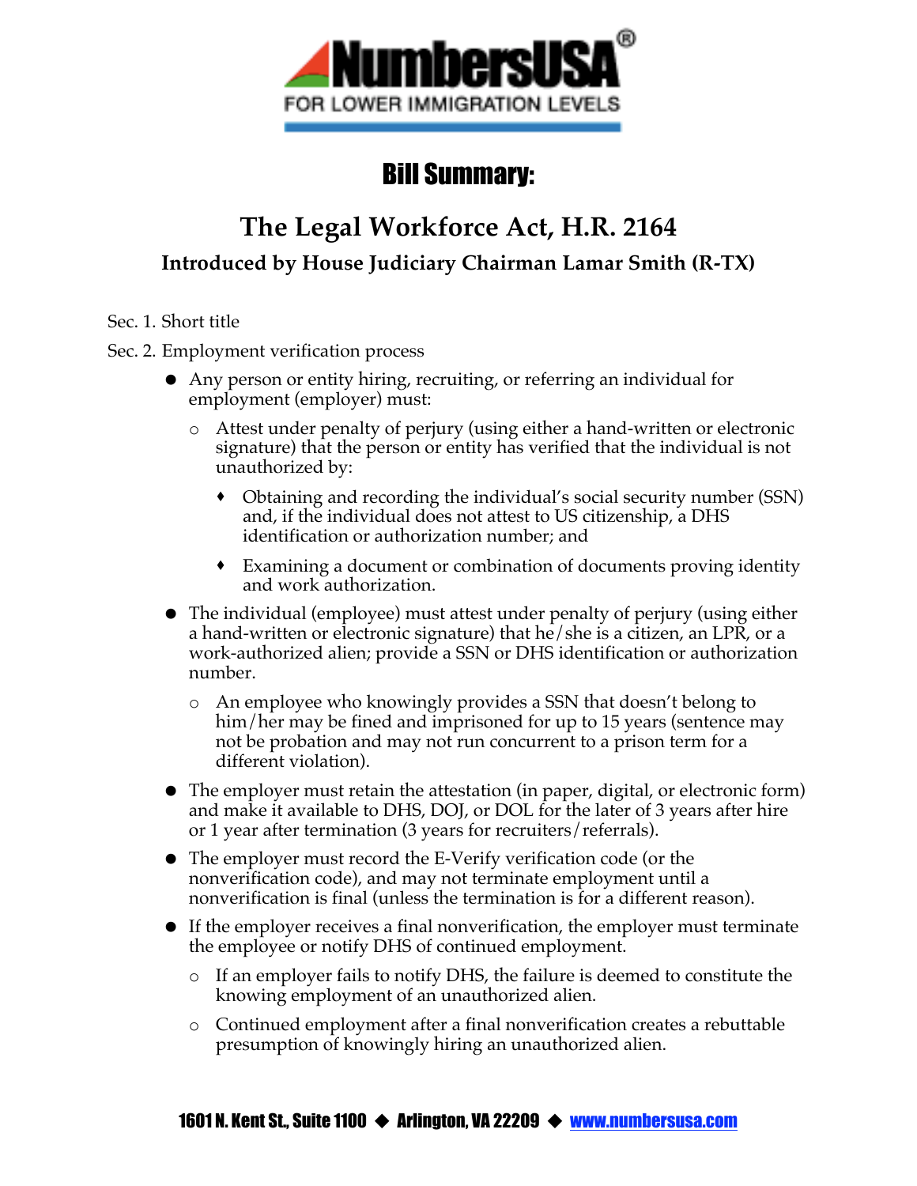NumbersUSA®

FOR LOWER IMMIGRATION LEVELS

# Bill Summary:

## The Legal Workforce Act, H.R. 2164

### Introduced by House Judiciary Chairman Lamar Smith (R-TX)

Sec. 1. Short title

Sec. 2. Employment verification process

- Any person or entity hiring, recruiting, or referring an individual for employment (employer) must:
  - Attest under penalty of perjury (using either a hand-written or electronic signature) that the person or entity has verified that the individual is not unauthorized by:
    - Obtaining and recording the individual's social security number (SSN) and, if the individual does not attest to US citizenship, a DHS identification or authorization number; and
    - Examining a document or combination of documents proving identity and work authorization.
- The individual (employee) must attest under penalty of perjury (using either a hand-written or electronic signature) that he/she is a citizen, an LPR, or a work-authorized alien; provide a SSN or DHS identification or authorization number.
  - An employee who knowingly provides a SSN that doesn't belong to him/her may be fined and imprisoned for up to 15 years (sentence may not be probation and may not run concurrent to a prison term for a different violation).
- The employer must retain the attestation (in paper, digital, or electronic form) and make it available to DHS, DOJ, or DOL for the later of 3 years after hire or 1 year after termination (3 years for recruiters/referrals).
- The employer must record the E-Verify verification code (or the nonverification code), and may not terminate employment until a nonverification is final (unless the termination is for a different reason).
- If the employer receives a final nonverification, the employer must terminate the employee or notify DHS of continued employment.
  - If an employer fails to notify DHS, the failure is deemed to constitute the knowing employment of an unauthorized alien.
  - Continued employment after a final nonverification creates a rebuttable presumption of knowingly hiring an unauthorized alien.

1601 N. Kent St., Suite 1100 ◆ Arlington, VA 22209 ◆ www.numbersusa.com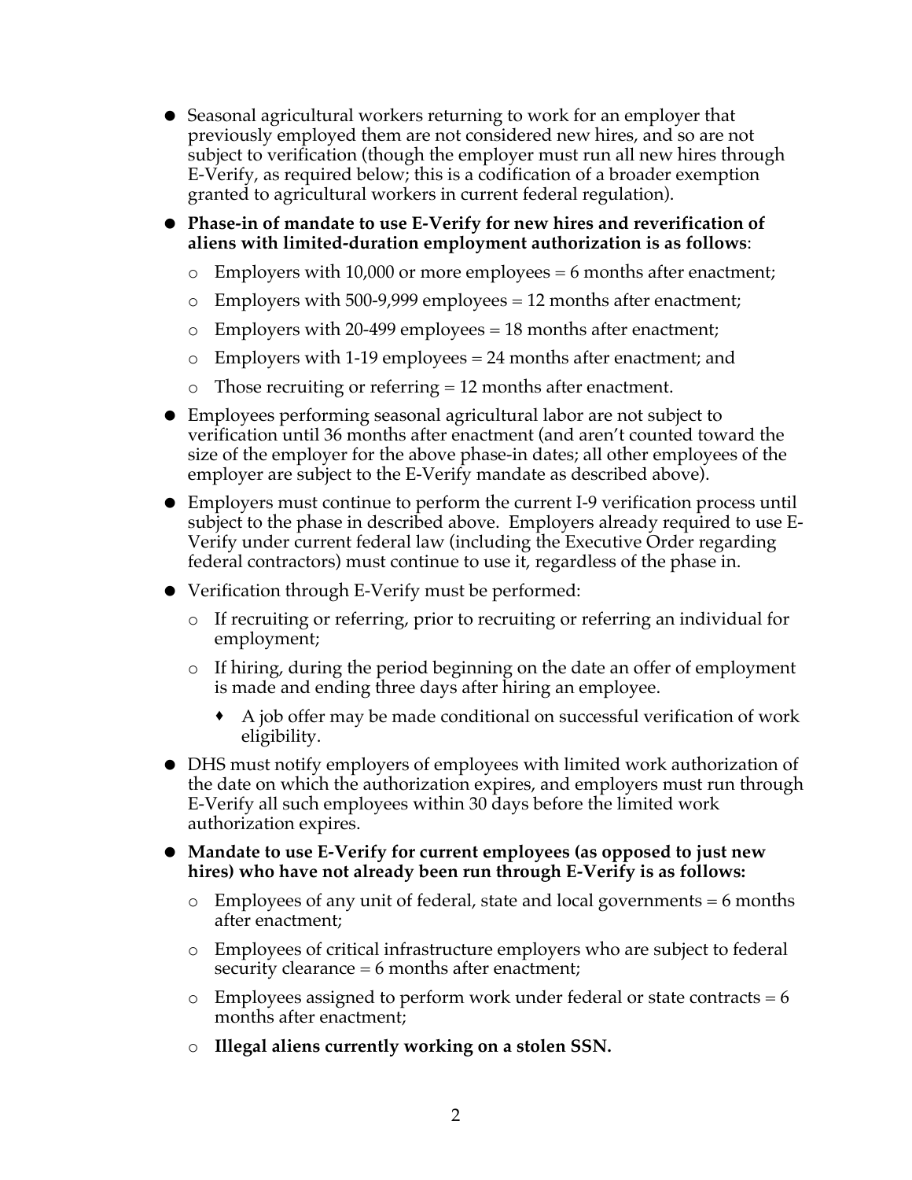- Seasonal agricultural workers returning to work for an employer that previously employed them are not considered new hires, and so are not subject to verification (though the employer must run all new hires through E-Verify, as required below; this is a codification of a broader exemption granted to agricultural workers in current federal regulation).
- **Phase-in of mandate to use E-Verify for new hires and reverification of aliens with limited-duration employment authorization is as follows**:
  - Employers with 10,000 or more employees = 6 months after enactment;
  - Employers with 500-9,999 employees = 12 months after enactment;
  - Employers with 20-499 employees = 18 months after enactment;
  - Employers with 1-19 employees = 24 months after enactment; and
  - Those recruiting or referring = 12 months after enactment.
- Employees performing seasonal agricultural labor are not subject to verification until 36 months after enactment (and aren't counted toward the size of the employer for the above phase-in dates; all other employees of the employer are subject to the E-Verify mandate as described above).
- Employers must continue to perform the current I-9 verification process until subject to the phase in described above. Employers already required to use E-Verify under current federal law (including the Executive Order regarding federal contractors) must continue to use it, regardless of the phase in.
- Verification through E-Verify must be performed:
  - If recruiting or referring, prior to recruiting or referring an individual for employment;
  - If hiring, during the period beginning on the date an offer of employment is made and ending three days after hiring an employee.
    - A job offer may be made conditional on successful verification of work eligibility.
- DHS must notify employers of employees with limited work authorization of the date on which the authorization expires, and employers must run through E-Verify all such employees within 30 days before the limited work authorization expires.
- **Mandate to use E-Verify for current employees (as opposed to just new hires) who have not already been run through E-Verify is as follows:**
  - Employees of any unit of federal, state and local governments = 6 months after enactment;
  - Employees of critical infrastructure employers who are subject to federal security clearance = 6 months after enactment;
  - Employees assigned to perform work under federal or state contracts = 6 months after enactment;
  - **Illegal aliens currently working on a stolen SSN.**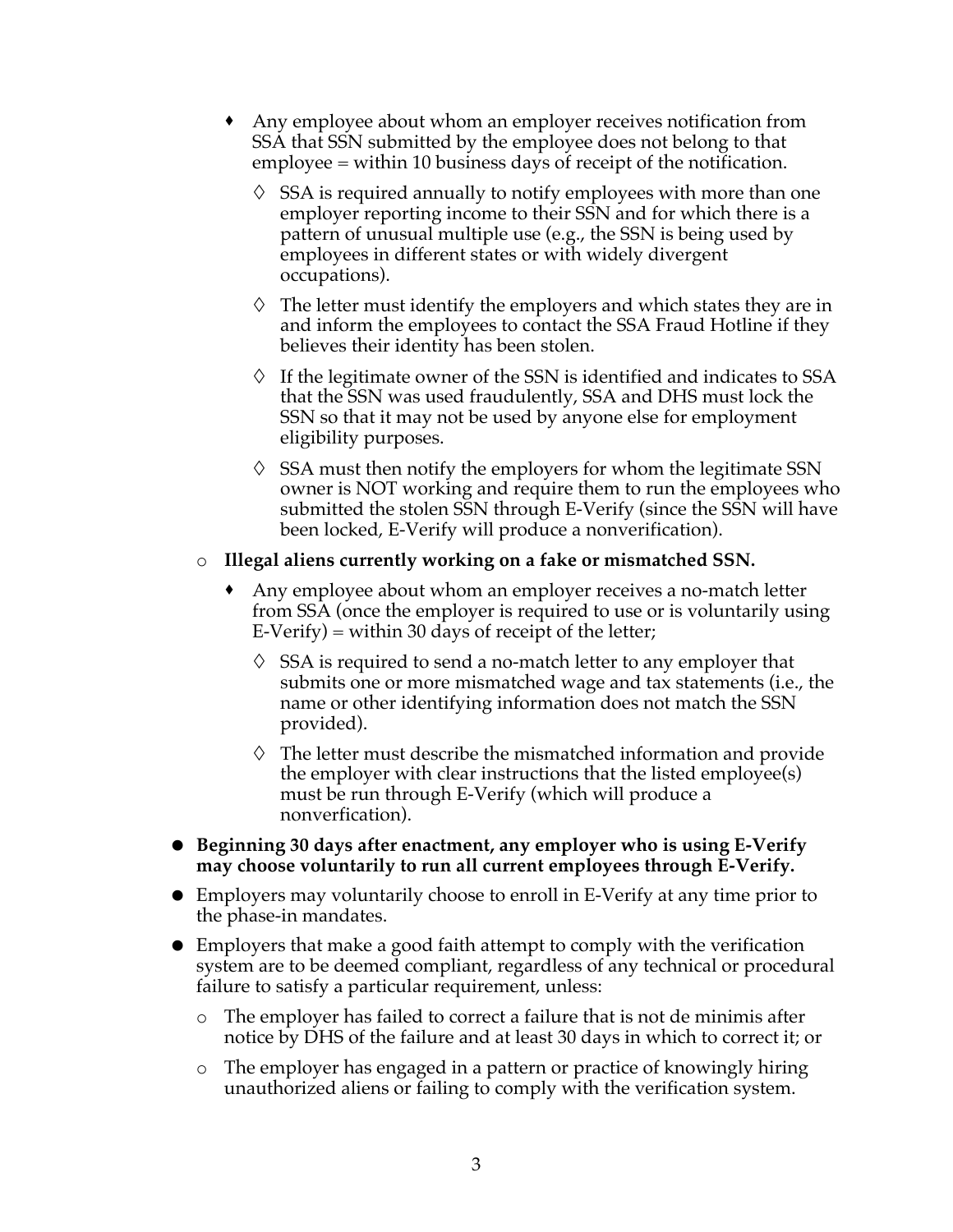- Any employee about whom an employer receives notification from SSA that SSN submitted by the employee does not belong to that employee = within 10 business days of receipt of the notification.
            - SSA is required annually to notify employees with more than one employer reporting income to their SSN and for which there is a pattern of unusual multiple use (e.g., the SSN is being used by employees in different states or with widely divergent occupations).
            - The letter must identify the employers and which states they are in and inform the employees to contact the SSA Fraud Hotline if they believes their identity has been stolen.
            - If the legitimate owner of the SSN is identified and indicates to SSA that the SSN was used fraudulently, SSA and DHS must lock the SSN so that it may not be used by anyone else for employment eligibility purposes.
            - SSA must then notify the employers for whom the legitimate SSN owner is NOT working and require them to run the employees who submitted the stolen SSN through E-Verify (since the SSN will have been locked, E-Verify will produce a nonverification).
    - **Illegal aliens currently working on a fake or mismatched SSN.**
        - Any employee about whom an employer receives a no-match letter from SSA (once the employer is required to use or is voluntarily using E-Verify) = within 30 days of receipt of the letter;
            - SSA is required to send a no-match letter to any employer that submits one or more mismatched wage and tax statements (i.e., the name or other identifying information does not match the SSN provided).
            - The letter must describe the mismatched information and provide the employer with clear instructions that the listed employee(s) must be run through E-Verify (which will produce a nonverfication).

- **Beginning 30 days after enactment, any employer who is using E-Verify may choose voluntarily to run all current employees through E-Verify.**
- Employers may voluntarily choose to enroll in E-Verify at any time prior to the phase-in mandates.
- Employers that make a good faith attempt to comply with the verification system are to be deemed compliant, regardless of any technical or procedural failure to satisfy a particular requirement, unless:
    - The employer has failed to correct a failure that is not de minimis after notice by DHS of the failure and at least 30 days in which to correct it; or
    - The employer has engaged in a pattern or practice of knowingly hiring unauthorized aliens or failing to comply with the verification system.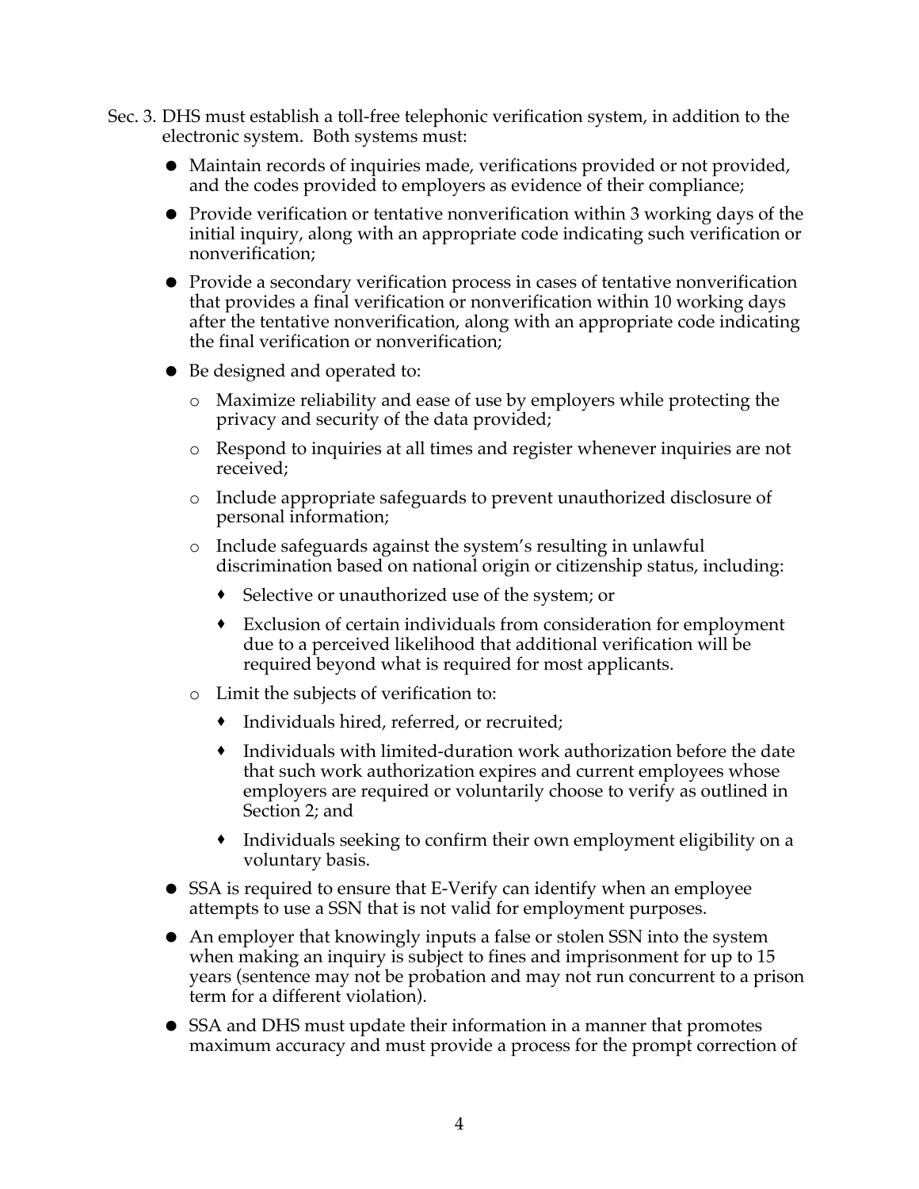Sec. 3. DHS must establish a toll-free telephonic verification system, in addition to the electronic system. Both systems must:

- Maintain records of inquiries made, verifications provided or not provided, and the codes provided to employers as evidence of their compliance;
- Provide verification or tentative nonverification within 3 working days of the initial inquiry, along with an appropriate code indicating such verification or nonverification;
- Provide a secondary verification process in cases of tentative nonverification that provides a final verification or nonverification within 10 working days after the tentative nonverification, along with an appropriate code indicating the final verification or nonverification;
- Be designed and operated to:
  - Maximize reliability and ease of use by employers while protecting the privacy and security of the data provided;
  - Respond to inquiries at all times and register whenever inquiries are not received;
  - Include appropriate safeguards to prevent unauthorized disclosure of personal information;
  - Include safeguards against the system's resulting in unlawful discrimination based on national origin or citizenship status, including:
    - Selective or unauthorized use of the system; or
    - Exclusion of certain individuals from consideration for employment due to a perceived likelihood that additional verification will be required beyond what is required for most applicants.
  - Limit the subjects of verification to:
    - Individuals hired, referred, or recruited;
    - Individuals with limited-duration work authorization before the date that such work authorization expires and current employees whose employers are required or voluntarily choose to verify as outlined in Section 2; and
    - Individuals seeking to confirm their own employment eligibility on a voluntary basis.
- SSA is required to ensure that E-Verify can identify when an employee attempts to use a SSN that is not valid for employment purposes.
- An employer that knowingly inputs a false or stolen SSN into the system when making an inquiry is subject to fines and imprisonment for up to 15 years (sentence may not be probation and may not run concurrent to a prison term for a different violation).
- SSA and DHS must update their information in a manner that promotes maximum accuracy and must provide a process for the prompt correction of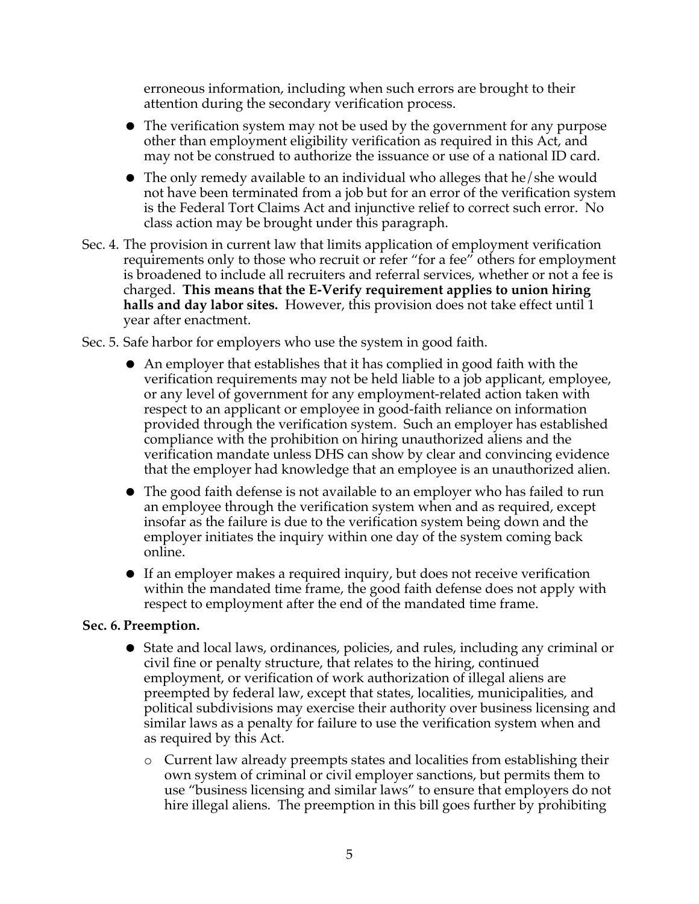erroneous information, including when such errors are brought to their attention during the secondary verification process.

- The verification system may not be used by the government for any purpose other than employment eligibility verification as required in this Act, and may not be construed to authorize the issuance or use of a national ID card.
- The only remedy available to an individual who alleges that he/she would not have been terminated from a job but for an error of the verification system is the Federal Tort Claims Act and injunctive relief to correct such error. No class action may be brought under this paragraph.

Sec. 4. The provision in current law that limits application of employment verification requirements only to those who recruit or refer "for a fee" others for employment is broadened to include all recruiters and referral services, whether or not a fee is charged. **This means that the E-Verify requirement applies to union hiring halls and day labor sites.** However, this provision does not take effect until 1 year after enactment.

Sec. 5. Safe harbor for employers who use the system in good faith.

- An employer that establishes that it has complied in good faith with the verification requirements may not be held liable to a job applicant, employee, or any level of government for any employment-related action taken with respect to an applicant or employee in good-faith reliance on information provided through the verification system. Such an employer has established compliance with the prohibition on hiring unauthorized aliens and the verification mandate unless DHS can show by clear and convincing evidence that the employer had knowledge that an employee is an unauthorized alien.
- The good faith defense is not available to an employer who has failed to run an employee through the verification system when and as required, except insofar as the failure is due to the verification system being down and the employer initiates the inquiry within one day of the system coming back online.
- If an employer makes a required inquiry, but does not receive verification within the mandated time frame, the good faith defense does not apply with respect to employment after the end of the mandated time frame.

**Sec. 6. Preemption.**

- State and local laws, ordinances, policies, and rules, including any criminal or civil fine or penalty structure, that relates to the hiring, continued employment, or verification of work authorization of illegal aliens are preempted by federal law, except that states, localities, municipalities, and political subdivisions may exercise their authority over business licensing and similar laws as a penalty for failure to use the verification system when and as required by this Act.
  - Current law already preempts states and localities from establishing their own system of criminal or civil employer sanctions, but permits them to use "business licensing and similar laws" to ensure that employers do not hire illegal aliens. The preemption in this bill goes further by prohibiting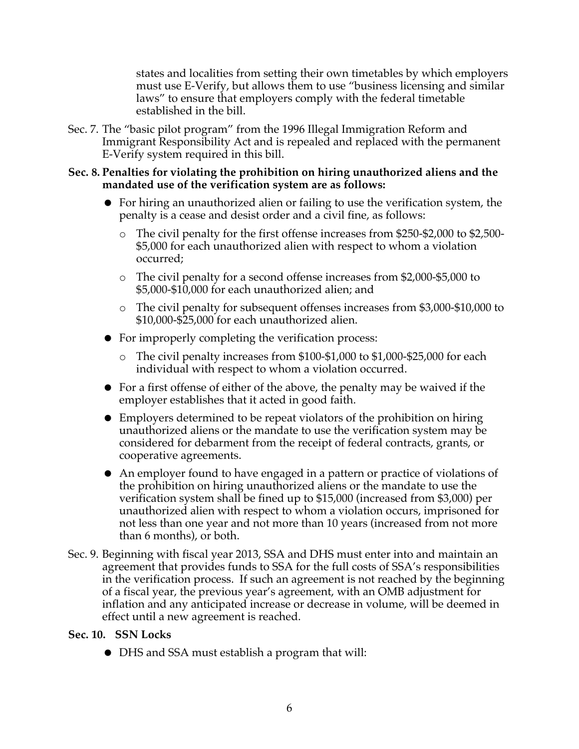states and localities from setting their own timetables by which employers must use E-Verify, but allows them to use "business licensing and similar laws" to ensure that employers comply with the federal timetable established in the bill.

Sec. 7. The "basic pilot program" from the 1996 Illegal Immigration Reform and Immigrant Responsibility Act and is repealed and replaced with the permanent E-Verify system required in this bill.

**Sec. 8. Penalties for violating the prohibition on hiring unauthorized aliens and the mandated use of the verification system are as follows:**

- For hiring an unauthorized alien or failing to use the verification system, the penalty is a cease and desist order and a civil fine, as follows:
  - The civil penalty for the first offense increases from $250-$2,000 to $2,500-$5,000 for each unauthorized alien with respect to whom a violation occurred;
  - The civil penalty for a second offense increases from $2,000-$5,000 to $5,000-$10,000 for each unauthorized alien; and
  - The civil penalty for subsequent offenses increases from $3,000-$10,000 to $10,000-$25,000 for each unauthorized alien.
- For improperly completing the verification process:
  - The civil penalty increases from $100-$1,000 to $1,000-$25,000 for each individual with respect to whom a violation occurred.
- For a first offense of either of the above, the penalty may be waived if the employer establishes that it acted in good faith.
- Employers determined to be repeat violators of the prohibition on hiring unauthorized aliens or the mandate to use the verification system may be considered for debarment from the receipt of federal contracts, grants, or cooperative agreements.
- An employer found to have engaged in a pattern or practice of violations of the prohibition on hiring unauthorized aliens or the mandate to use the verification system shall be fined up to $15,000 (increased from $3,000) per unauthorized alien with respect to whom a violation occurs, imprisoned for not less than one year and not more than 10 years (increased from not more than 6 months), or both.

Sec. 9. Beginning with fiscal year 2013, SSA and DHS must enter into and maintain an agreement that provides funds to SSA for the full costs of SSA's responsibilities in the verification process. If such an agreement is not reached by the beginning of a fiscal year, the previous year's agreement, with an OMB adjustment for inflation and any anticipated increase or decrease in volume, will be deemed in effect until a new agreement is reached.

**Sec. 10. SSN Locks**

- DHS and SSA must establish a program that will: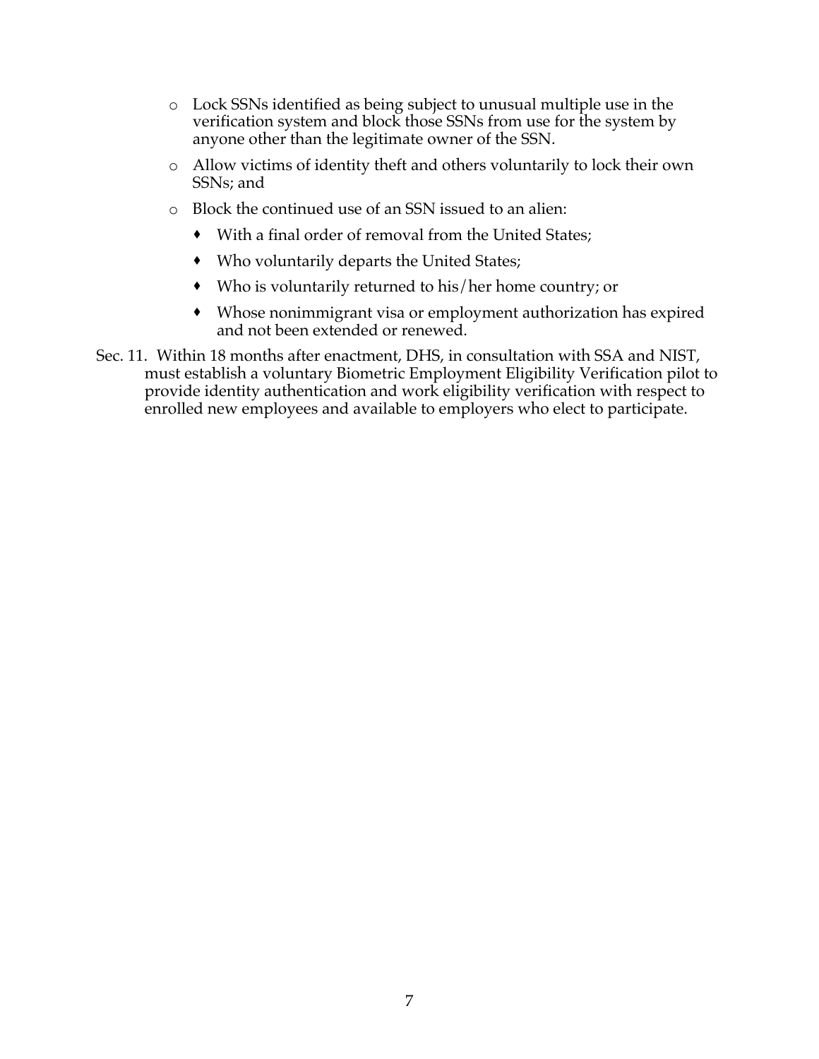- Lock SSNs identified as being subject to unusual multiple use in the verification system and block those SSNs from use for the system by anyone other than the legitimate owner of the SSN.
  - Allow victims of identity theft and others voluntarily to lock their own SSNs; and
  - Block the continued use of an SSN issued to an alien:
    - With a final order of removal from the United States;
    - Who voluntarily departs the United States;
    - Who is voluntarily returned to his/her home country; or
    - Whose nonimmigrant visa or employment authorization has expired and not been extended or renewed.

Sec. 11. Within 18 months after enactment, DHS, in consultation with SSA and NIST, must establish a voluntary Biometric Employment Eligibility Verification pilot to provide identity authentication and work eligibility verification with respect to enrolled new employees and available to employers who elect to participate.